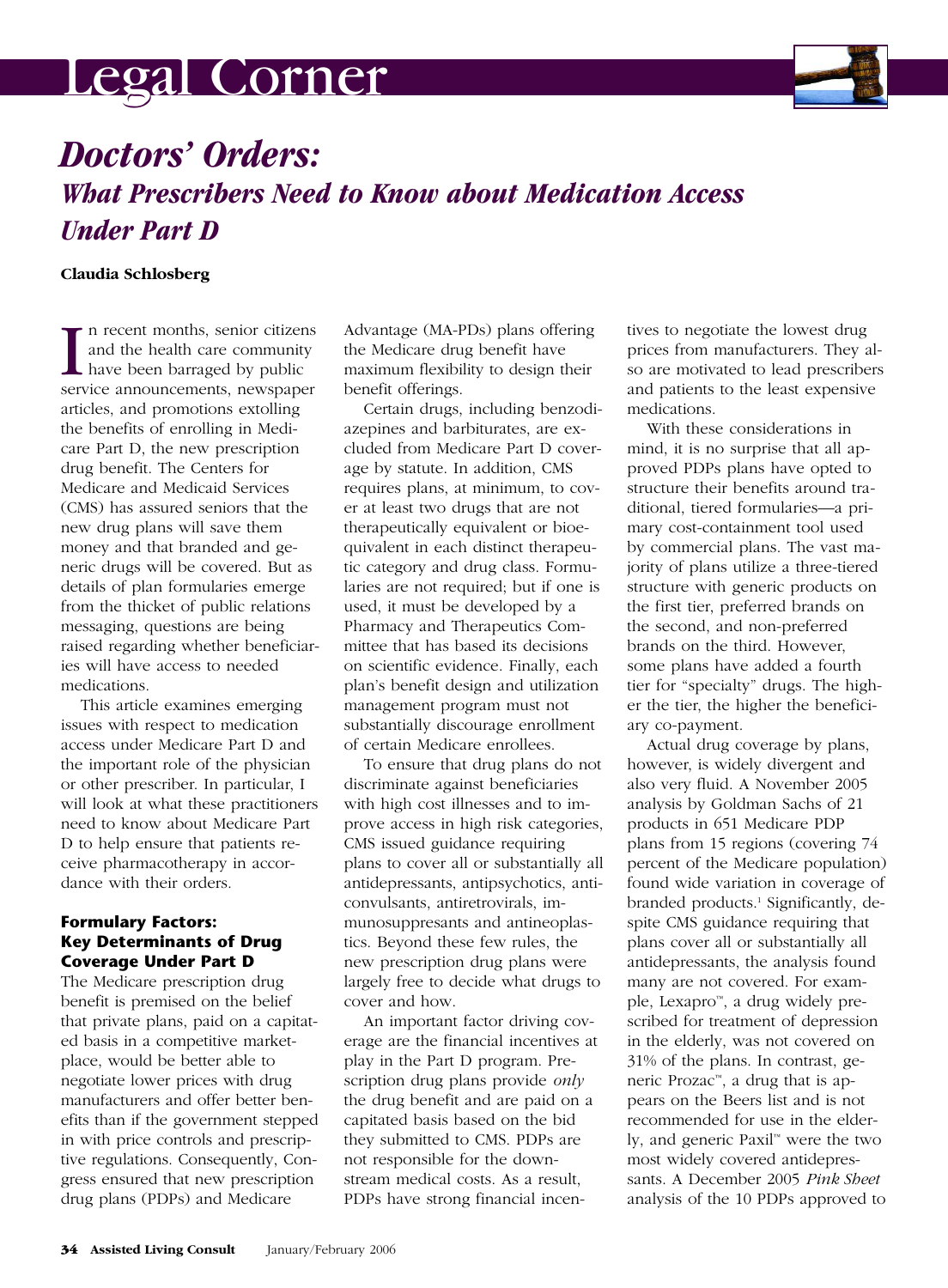# Legal Corner

## *Doctors' Orders:*

### *What Prescribers Need to Know about Medication Access Under Part D*

**Claudia Schlosberg**

In recent months, senior citizens and the health care community have been barraged by public service announcements, newspaper articles, and promotions extolling the benefits of enrolling in Medicare Part D, the new prescription drug benefit. The Centers for Medicare and Medicaid Services (CMS) has assured seniors that the new drug plans will save them money and that branded and generic drugs will be covered. But as details of plan formularies emerge from the thicket of public relations messaging, questions are being raised regarding whether beneficiaries will have access to needed medications.

This article examines emerging issues with respect to medication access under Medicare Part D and the important role of the physician or other prescriber. In particular, I will look at what these practitioners need to know about Medicare Part D to help ensure that patients receive pharmacotherapy in accordance with their orders.

#### Formulary Factors: Key Determinants of Drug Coverage Under Part D

The Medicare prescription drug benefit is premised on the belief that private plans, paid on a capitated basis in a competitive marketplace, would be better able to negotiate lower prices with drug manufacturers and offer better benefits than if the government stepped in with price controls and prescriptive regulations. Consequently, Congress ensured that new prescription drug plans (PDPs) and Medicare Advantage (MA-PDs) plans offering the Medicare drug benefit have maximum flexibility to design their benefit offerings.

Certain drugs, including benzodiazepines and barbiturates, are excluded from Medicare Part D coverage by statute. In addition, CMS requires plans, at minimum, to cover at least two drugs that are not therapeutically equivalent or bioequivalent in each distinct therapeutic category and drug class. Formularies are not required; but if one is used, it must be developed by a Pharmacy and Therapeutics Committee that has based its decisions on scientific evidence. Finally, each plan's benefit design and utilization management program must not substantially discourage enrollment of certain Medicare enrollees.

To ensure that drug plans do not discriminate against beneficiaries with high cost illnesses and to improve access in high risk categories, CMS issued guidance requiring plans to cover all or substantially all antidepressants, antipsychotics, anticonvulsants, antiretrovirals, immunosuppresants and antineoplastics. Beyond these few rules, the new prescription drug plans were largely free to decide what drugs to cover and how.

An important factor driving coverage are the financial incentives at play in the Part D program. Prescription drug plans provide *only* the drug benefit and are paid on a capitated basis based on the bid they submitted to CMS. PDPs are not responsible for the downstream medical costs. As a result, PDPs have strong financial incentives to negotiate the lowest drug prices from manufacturers. They also are motivated to lead prescribers and patients to the least expensive medications.

With these considerations in mind, it is no surprise that all approved PDPs plans have opted to structure their benefits around traditional, tiered formularies—a primary cost-containment tool used by commercial plans. The vast majority of plans utilize a three-tiered structure with generic products on the first tier, preferred brands on the second, and non-preferred brands on the third. However, some plans have added a fourth tier for "specialty" drugs. The higher the tier, the higher the beneficiary co-payment.

Actual drug coverage by plans, however, is widely divergent and also very fluid. A November 2005 analysis by Goldman Sachs of 21 products in 651 Medicare PDP plans from 15 regions (covering 74 percent of the Medicare population) found wide variation in coverage of branded products.[1] Significantly, despite CMS guidance requiring that plans cover all or substantially all antidepressants, the analysis found many are not covered. For example, Lexapro™, a drug widely prescribed for treatment of depression in the elderly, was not covered on 31% of the plans. In contrast, generic Prozac™, a drug that is appears on the Beers list and is not recommended for use in the elderly, and generic Paxil™ were the two most widely covered antidepressants. A December 2005 *Pink Sheet* analysis of the 10 PDPs approved to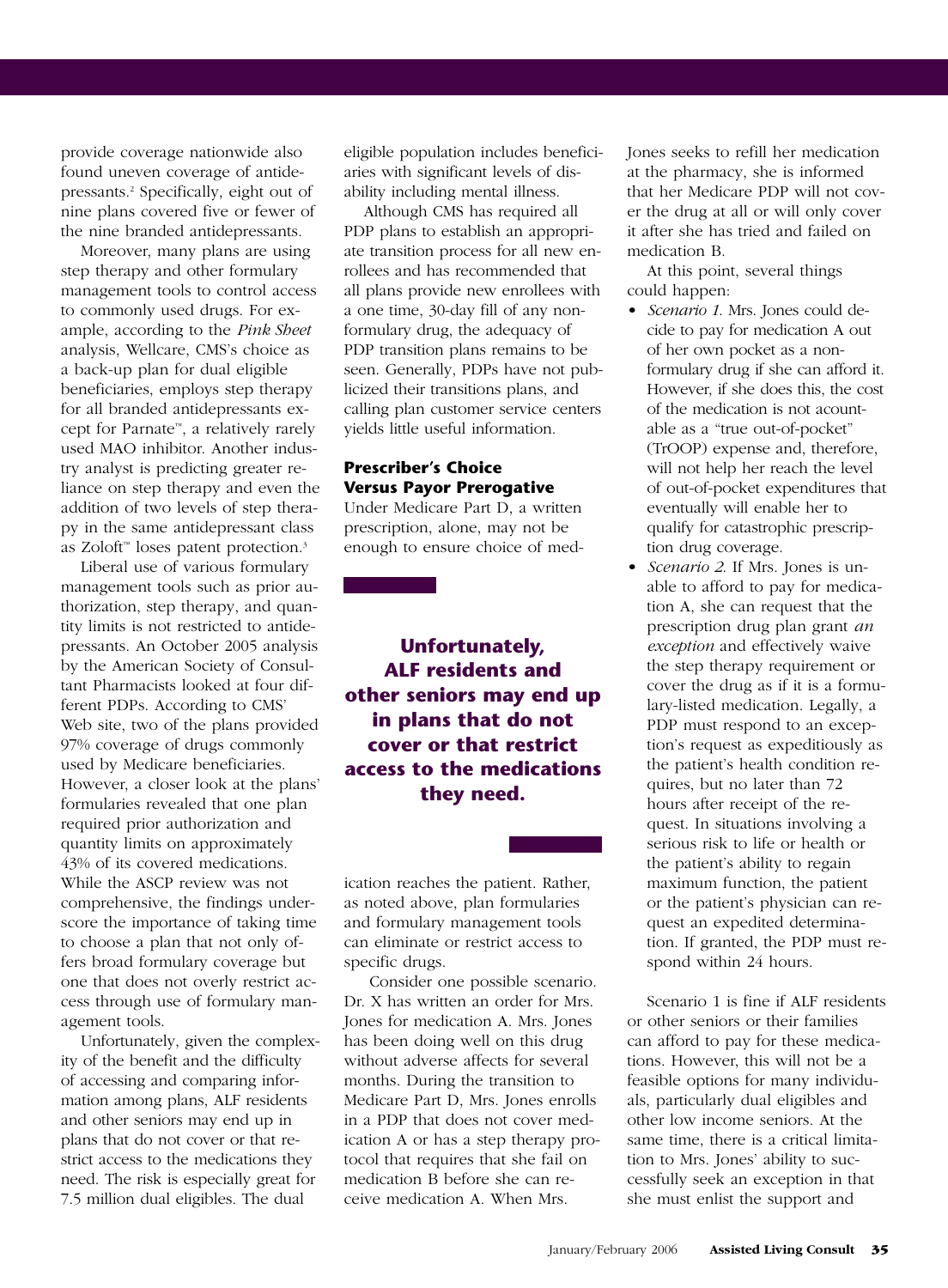provide coverage nationwide also found uneven coverage of antidepressants.[2] Specifically, eight out of nine plans covered five or fewer of the nine branded antidepressants.

Moreover, many plans are using step therapy and other formulary management tools to control access to commonly used drugs. For example, according to the *Pink Sheet* analysis, Wellcare, CMS's choice as a back-up plan for dual eligible beneficiaries, employs step therapy for all branded antidepressants except for Parnate™, a relatively rarely used MAO inhibitor. Another industry analyst is predicting greater reliance on step therapy and even the addition of two levels of step therapy in the same antidepressant class as Zoloft™ loses patent protection.[3]

Liberal use of various formulary management tools such as prior authorization, step therapy, and quantity limits is not restricted to antidepressants. An October 2005 analysis by the American Society of Consultant Pharmacists looked at four different PDPs. According to CMS' Web site, two of the plans provided 97% coverage of drugs commonly used by Medicare beneficiaries. However, a closer look at the plans' formularies revealed that one plan required prior authorization and quantity limits on approximately 43% of its covered medications. While the ASCP review was not comprehensive, the findings underscore the importance of taking time to choose a plan that not only offers broad formulary coverage but one that does not overly restrict access through use of formulary management tools.

Unfortunately, given the complexity of the benefit and the difficulty of accessing and comparing information among plans, ALF residents and other seniors may end up in plans that do not cover or that restrict access to the medications they need. The risk is especially great for 7.5 million dual eligibles. The dual eligible population includes beneficiaries with significant levels of disability including mental illness.

Although CMS has required all PDP plans to establish an appropriate transition process for all new enrollees and has recommended that all plans provide new enrollees with a one time, 30-day fill of any nonformulary drug, the adequacy of PDP transition plans remains to be seen. Generally, PDPs have not publicized their transitions plans, and calling plan customer service centers yields little useful information.

### Prescriber's Choice Versus Payor Prerogative

Under Medicare Part D, a written prescription, alone, may not be enough to ensure choice of medication reaches the patient. Rather, as noted above, plan formularies and formulary management tools can eliminate or restrict access to specific drugs.

> **Unfortunately, ALF residents and other seniors may end up in plans that do not cover or that restrict access to the medications they need.**

Consider one possible scenario. Dr. X has written an order for Mrs. Jones for medication A. Mrs. Jones has been doing well on this drug without adverse affects for several months. During the transition to Medicare Part D, Mrs. Jones enrolls in a PDP that does not cover medication A or has a step therapy protocol that requires that she fail on medication B before she can receive medication A. When Mrs. Jones seeks to refill her medication at the pharmacy, she is informed that her Medicare PDP will not cover the drug at all or will only cover it after she has tried and failed on medication B.

At this point, several things could happen:

- *Scenario 1.* Mrs. Jones could decide to pay for medication A out of her own pocket as a nonformulary drug if she can afford it. However, if she does this, the cost of the medication is not acountable as a "true out-of-pocket" (TrOOP) expense and, therefore, will not help her reach the level of out-of-pocket expenditures that eventually will enable her to qualify for catastrophic prescription drug coverage.
- *Scenario 2.* If Mrs. Jones is unable to afford to pay for medication A, she can request that the prescription drug plan grant *an exception* and effectively waive the step therapy requirement or cover the drug as if it is a formulary-listed medication. Legally, a PDP must respond to an exception's request as expeditiously as the patient's health condition requires, but no later than 72 hours after receipt of the request. In situations involving a serious risk to life or health or the patient's ability to regain maximum function, the patient or the patient's physician can request an expedited determination. If granted, the PDP must respond within 24 hours.

Scenario 1 is fine if ALF residents or other seniors or their families can afford to pay for these medications. However, this will not be a feasible options for many individuals, particularly dual eligibles and other low income seniors. At the same time, there is a critical limitation to Mrs. Jones' ability to successfully seek an exception in that she must enlist the support and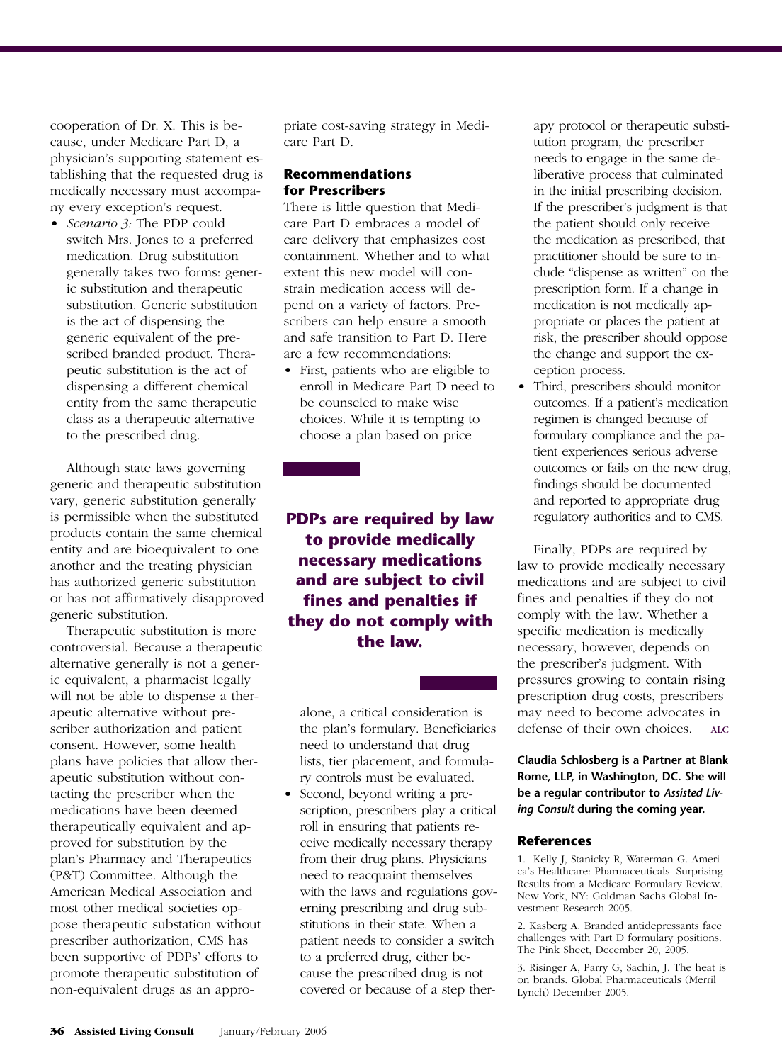cooperation of Dr. X. This is because, under Medicare Part D, a physician's supporting statement establishing that the requested drug is medically necessary must accompany every exception's request.

- *Scenario 3:* The PDP could switch Mrs. Jones to a preferred medication. Drug substitution generally takes two forms: generic substitution and therapeutic substitution. Generic substitution is the act of dispensing the generic equivalent of the prescribed branded product. Therapeutic substitution is the act of dispensing a different chemical entity from the same therapeutic class as a therapeutic alternative to the prescribed drug.

Although state laws governing generic and therapeutic substitution vary, generic substitution generally is permissible when the substituted products contain the same chemical entity and are bioequivalent to one another and the treating physician has authorized generic substitution or has not affirmatively disapproved generic substitution.

Therapeutic substitution is more controversial. Because a therapeutic alternative generally is not a generic equivalent, a pharmacist legally will not be able to dispense a therapeutic alternative without prescriber authorization and patient consent. However, some health plans have policies that allow therapeutic substitution without contacting the prescriber when the medications have been deemed therapeutically equivalent and approved for substitution by the plan's Pharmacy and Therapeutics (P&T) Committee. Although the American Medical Association and most other medical societies oppose therapeutic substation without prescriber authorization, CMS has been supportive of PDPs' efforts to promote therapeutic substitution of non-equivalent drugs as an appropriate cost-saving strategy in Medicare Part D.

## Recommendations for Prescribers

There is little question that Medicare Part D embraces a model of care delivery that emphasizes cost containment. Whether and to what extent this new model will constrain medication access will depend on a variety of factors. Prescribers can help ensure a smooth and safe transition to Part D. Here are a few recommendations:

- First, patients who are eligible to enroll in Medicare Part D need to be counseled to make wise choices. While it is tempting to choose a plan based on price alone, a critical consideration is the plan's formulary. Beneficiaries need to understand that drug lists, tier placement, and formulary controls must be evaluated.
- Second, beyond writing a prescription, prescribers play a critical roll in ensuring that patients receive medically necessary therapy from their drug plans. Physicians need to reacquaint themselves with the laws and regulations governing prescribing and drug substitutions in their state. When a patient needs to consider a switch to a preferred drug, either because the prescribed drug is not covered or because of a step therapy protocol or therapeutic substitution program, the prescriber needs to engage in the same deliberative process that culminated in the initial prescribing decision. If the prescriber's judgment is that the patient should only receive the medication as prescribed, that practitioner should be sure to include "dispense as written" on the prescription form. If a change in medication is not medically appropriate or places the patient at risk, the prescriber should oppose the change and support the exception process.
- Third, prescribers should monitor outcomes. If a patient's medication regimen is changed because of formulary compliance and the patient experiences serious adverse outcomes or fails on the new drug, findings should be documented and reported to appropriate drug regulatory authorities and to CMS.

**PDPs are required by law to provide medically necessary medications and are subject to civil fines and penalties if they do not comply with the law.**

Finally, PDPs are required by law to provide medically necessary medications and are subject to civil fines and penalties if they do not comply with the law. Whether a specific medication is medically necessary, however, depends on the prescriber's judgment. With pressures growing to contain rising prescription drug costs, prescribers may need to become advocates in defense of their own choices. ALC

**Claudia Schlosberg is a Partner at Blank Rome, LLP, in Washington, DC. She will be a regular contributor to *Assisted Living Consult* during the coming year.**

## References

1. Kelly J, Stanicky R, Waterman G. America's Healthcare: Pharmaceuticals. Surprising Results from a Medicare Formulary Review. New York, NY: Goldman Sachs Global Investment Research 2005.
2. Kasberg A. Branded antidepressants face challenges with Part D formulary positions. The Pink Sheet, December 20, 2005.
3. Risinger A, Parry G, Sachin, J. The heat is on brands. Global Pharmaceuticals (Merril Lynch) December 2005.